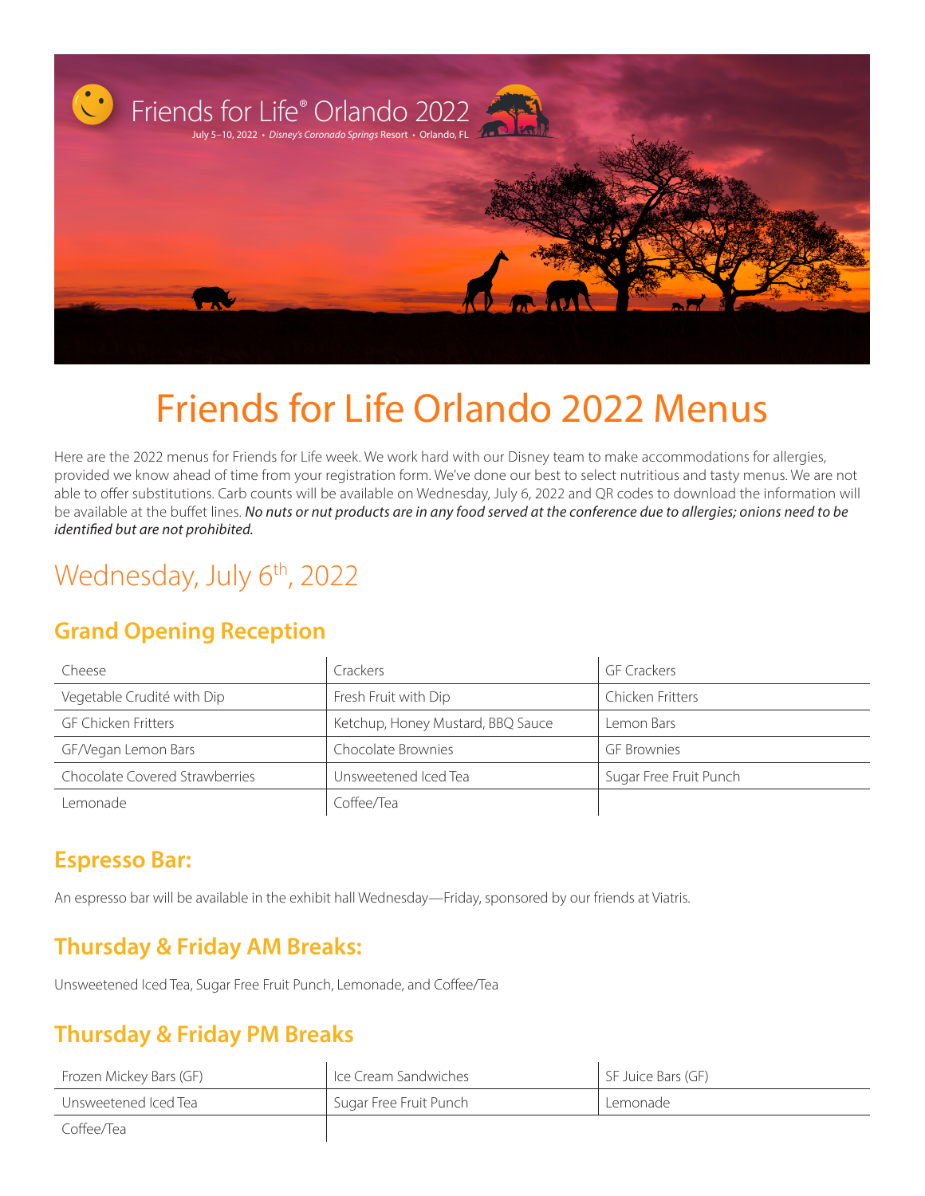Friends for Life® Orlando 2022

July 5–10, 2022 • *Disney's Coronado Springs* Resort • Orlando, FL

# Friends for Life Orlando 2022 Menus

Here are the 2022 menus for Friends for Life week. We work hard with our Disney team to make accommodations for allergies, provided we know ahead of time from your registration form. We've done our best to select nutritious and tasty menus. We are not able to offer substitutions. Carb counts will be available on Wednesday, July 6, 2022 and QR codes to download the information will be available at the buffet lines. *No nuts or nut products are in any food served at the conference due to allergies; onions need to be identified but are not prohibited.*

## Wednesday, July 6th, 2022

### Grand Opening Reception

| | | |
|---|---|---|
| Cheese | Crackers | GF Crackers |
| Vegetable Crudité with Dip | Fresh Fruit with Dip | Chicken Fritters |
| GF Chicken Fritters | Ketchup, Honey Mustard, BBQ Sauce | Lemon Bars |
| GF/Vegan Lemon Bars | Chocolate Brownies | GF Brownies |
| Chocolate Covered Strawberries | Unsweetened Iced Tea | Sugar Free Fruit Punch |
| Lemonade | Coffee/Tea | |

### Espresso Bar:

An espresso bar will be available in the exhibit hall Wednesday—Friday, sponsored by our friends at Viatris.

### Thursday & Friday AM Breaks:

Unsweetened Iced Tea, Sugar Free Fruit Punch, Lemonade, and Coffee/Tea

### Thursday & Friday PM Breaks

| | | |
|---|---|---|
| Frozen Mickey Bars (GF) | Ice Cream Sandwiches | SF Juice Bars (GF) |
| Unsweetened Iced Tea | Sugar Free Fruit Punch | Lemonade |
| Coffee/Tea | | |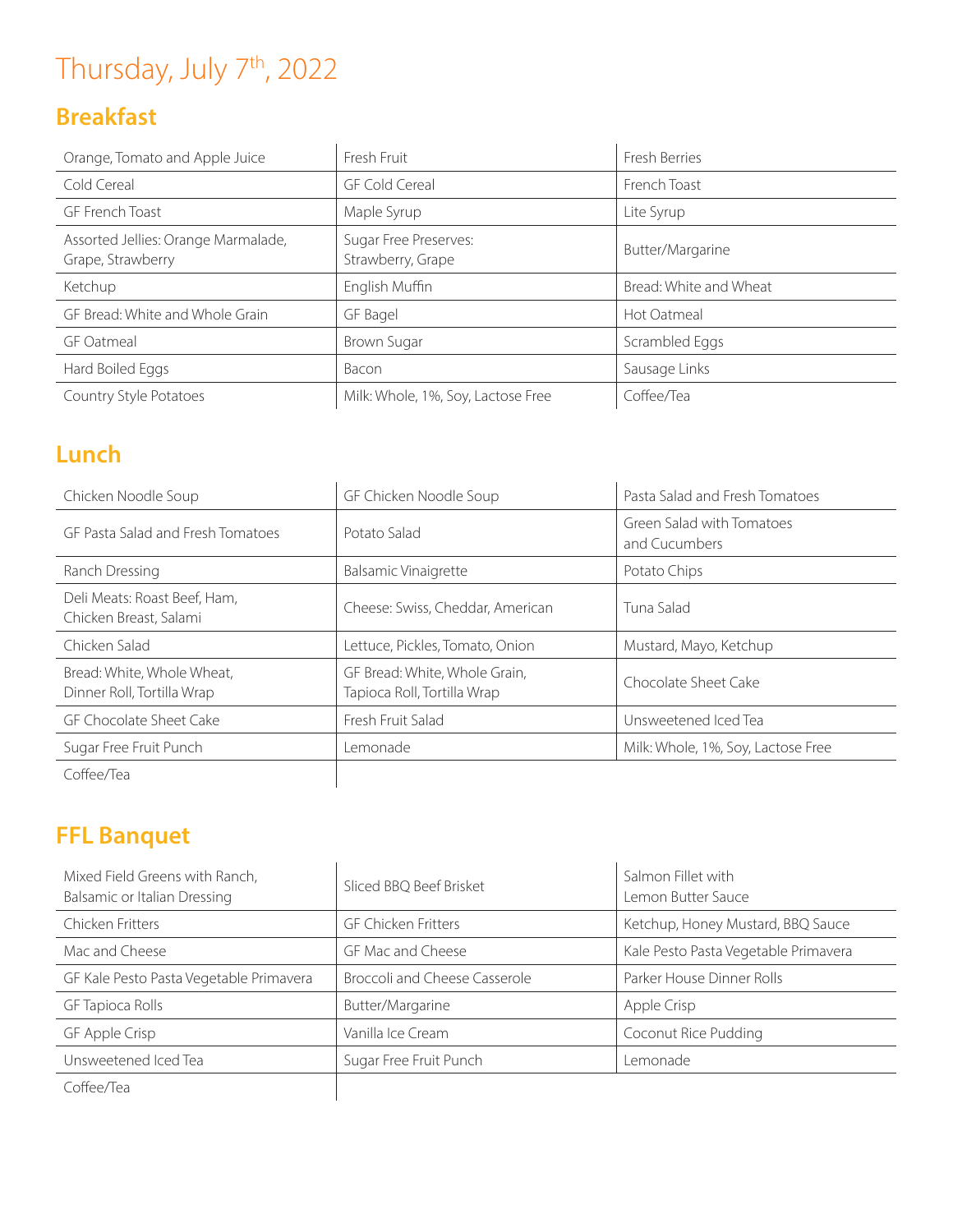# Thursday, July 7th, 2022

## Breakfast

| | | |
|---|---|---|
| Orange, Tomato and Apple Juice | Fresh Fruit | Fresh Berries |
| Cold Cereal | GF Cold Cereal | French Toast |
| GF French Toast | Maple Syrup | Lite Syrup |
| Assorted Jellies: Orange Marmalade, Grape, Strawberry | Sugar Free Preserves: Strawberry, Grape | Butter/Margarine |
| Ketchup | English Muffin | Bread: White and Wheat |
| GF Bread: White and Whole Grain | GF Bagel | Hot Oatmeal |
| GF Oatmeal | Brown Sugar | Scrambled Eggs |
| Hard Boiled Eggs | Bacon | Sausage Links |
| Country Style Potatoes | Milk: Whole, 1%, Soy, Lactose Free | Coffee/Tea |

## Lunch

| | | |
|---|---|---|
| Chicken Noodle Soup | GF Chicken Noodle Soup | Pasta Salad and Fresh Tomatoes |
| GF Pasta Salad and Fresh Tomatoes | Potato Salad | Green Salad with Tomatoes and Cucumbers |
| Ranch Dressing | Balsamic Vinaigrette | Potato Chips |
| Deli Meats: Roast Beef, Ham, Chicken Breast, Salami | Cheese: Swiss, Cheddar, American | Tuna Salad |
| Chicken Salad | Lettuce, Pickles, Tomato, Onion | Mustard, Mayo, Ketchup |
| Bread: White, Whole Wheat, Dinner Roll, Tortilla Wrap | GF Bread: White, Whole Grain, Tapioca Roll, Tortilla Wrap | Chocolate Sheet Cake |
| GF Chocolate Sheet Cake | Fresh Fruit Salad | Unsweetened Iced Tea |
| Sugar Free Fruit Punch | Lemonade | Milk: Whole, 1%, Soy, Lactose Free |
| Coffee/Tea | | |

## FFL Banquet

| | | |
|---|---|---|
| Mixed Field Greens with Ranch, Balsamic or Italian Dressing | Sliced BBQ Beef Brisket | Salmon Fillet with Lemon Butter Sauce |
| Chicken Fritters | GF Chicken Fritters | Ketchup, Honey Mustard, BBQ Sauce |
| Mac and Cheese | GF Mac and Cheese | Kale Pesto Pasta Vegetable Primavera |
| GF Kale Pesto Pasta Vegetable Primavera | Broccoli and Cheese Casserole | Parker House Dinner Rolls |
| GF Tapioca Rolls | Butter/Margarine | Apple Crisp |
| GF Apple Crisp | Vanilla Ice Cream | Coconut Rice Pudding |
| Unsweetened Iced Tea | Sugar Free Fruit Punch | Lemonade |
| Coffee/Tea | | |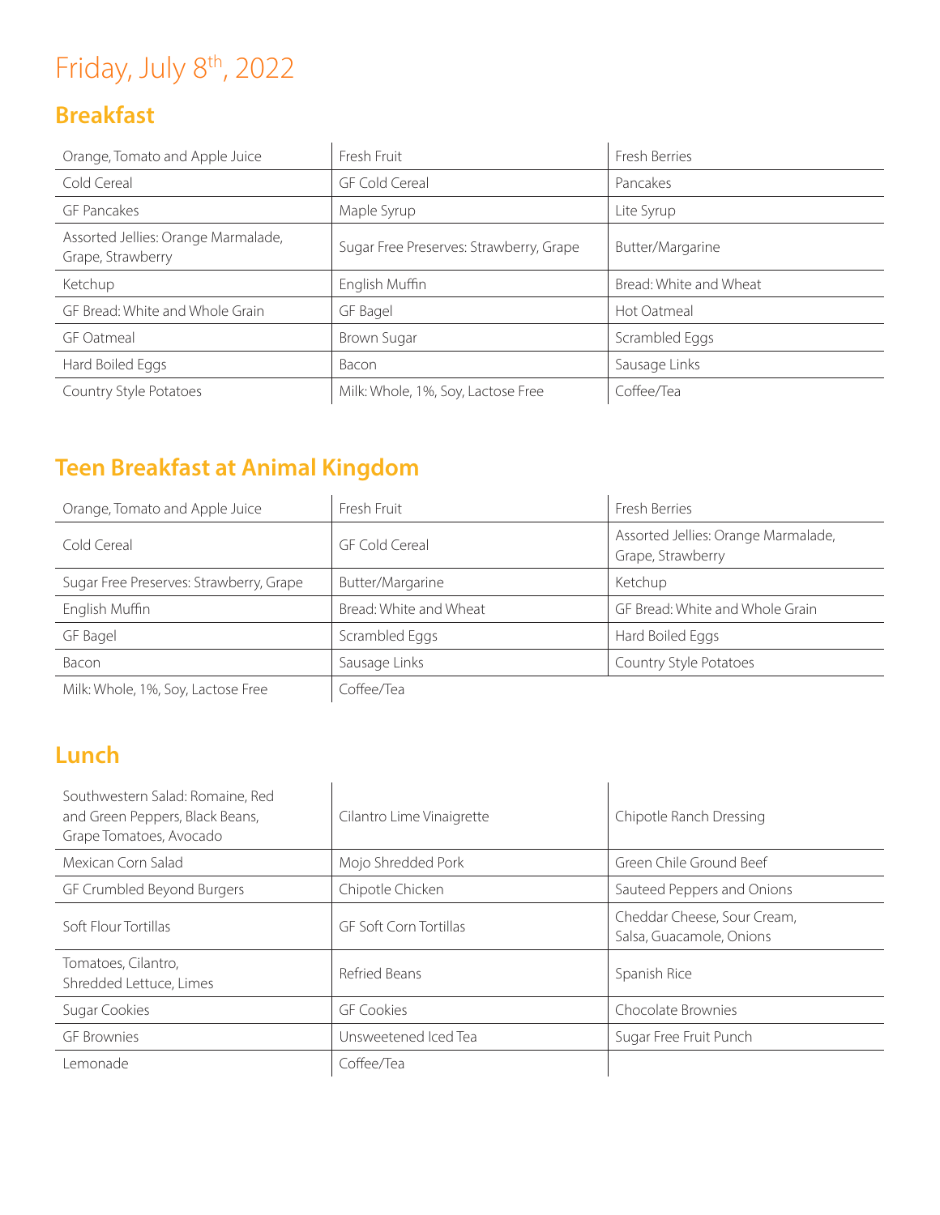# Friday, July 8th, 2022

## Breakfast

| | | |
|---|---|---|
| Orange, Tomato and Apple Juice | Fresh Fruit | Fresh Berries |
| Cold Cereal | GF Cold Cereal | Pancakes |
| GF Pancakes | Maple Syrup | Lite Syrup |
| Assorted Jellies: Orange Marmalade, Grape, Strawberry | Sugar Free Preserves: Strawberry, Grape | Butter/Margarine |
| Ketchup | English Muffin | Bread: White and Wheat |
| GF Bread: White and Whole Grain | GF Bagel | Hot Oatmeal |
| GF Oatmeal | Brown Sugar | Scrambled Eggs |
| Hard Boiled Eggs | Bacon | Sausage Links |
| Country Style Potatoes | Milk: Whole, 1%, Soy, Lactose Free | Coffee/Tea |

## Teen Breakfast at Animal Kingdom

| | | |
|---|---|---|
| Orange, Tomato and Apple Juice | Fresh Fruit | Fresh Berries |
| Cold Cereal | GF Cold Cereal | Assorted Jellies: Orange Marmalade, Grape, Strawberry |
| Sugar Free Preserves: Strawberry, Grape | Butter/Margarine | Ketchup |
| English Muffin | Bread: White and Wheat | GF Bread: White and Whole Grain |
| GF Bagel | Scrambled Eggs | Hard Boiled Eggs |
| Bacon | Sausage Links | Country Style Potatoes |
| Milk: Whole, 1%, Soy, Lactose Free | Coffee/Tea | |

## Lunch

| | | |
|---|---|---|
| Southwestern Salad: Romaine, Red and Green Peppers, Black Beans, Grape Tomatoes, Avocado | Cilantro Lime Vinaigrette | Chipotle Ranch Dressing |
| Mexican Corn Salad | Mojo Shredded Pork | Green Chile Ground Beef |
| GF Crumbled Beyond Burgers | Chipotle Chicken | Sauteed Peppers and Onions |
| Soft Flour Tortillas | GF Soft Corn Tortillas | Cheddar Cheese, Sour Cream, Salsa, Guacamole, Onions |
| Tomatoes, Cilantro, Shredded Lettuce, Limes | Refried Beans | Spanish Rice |
| Sugar Cookies | GF Cookies | Chocolate Brownies |
| GF Brownies | Unsweetened Iced Tea | Sugar Free Fruit Punch |
| Lemonade | Coffee/Tea | |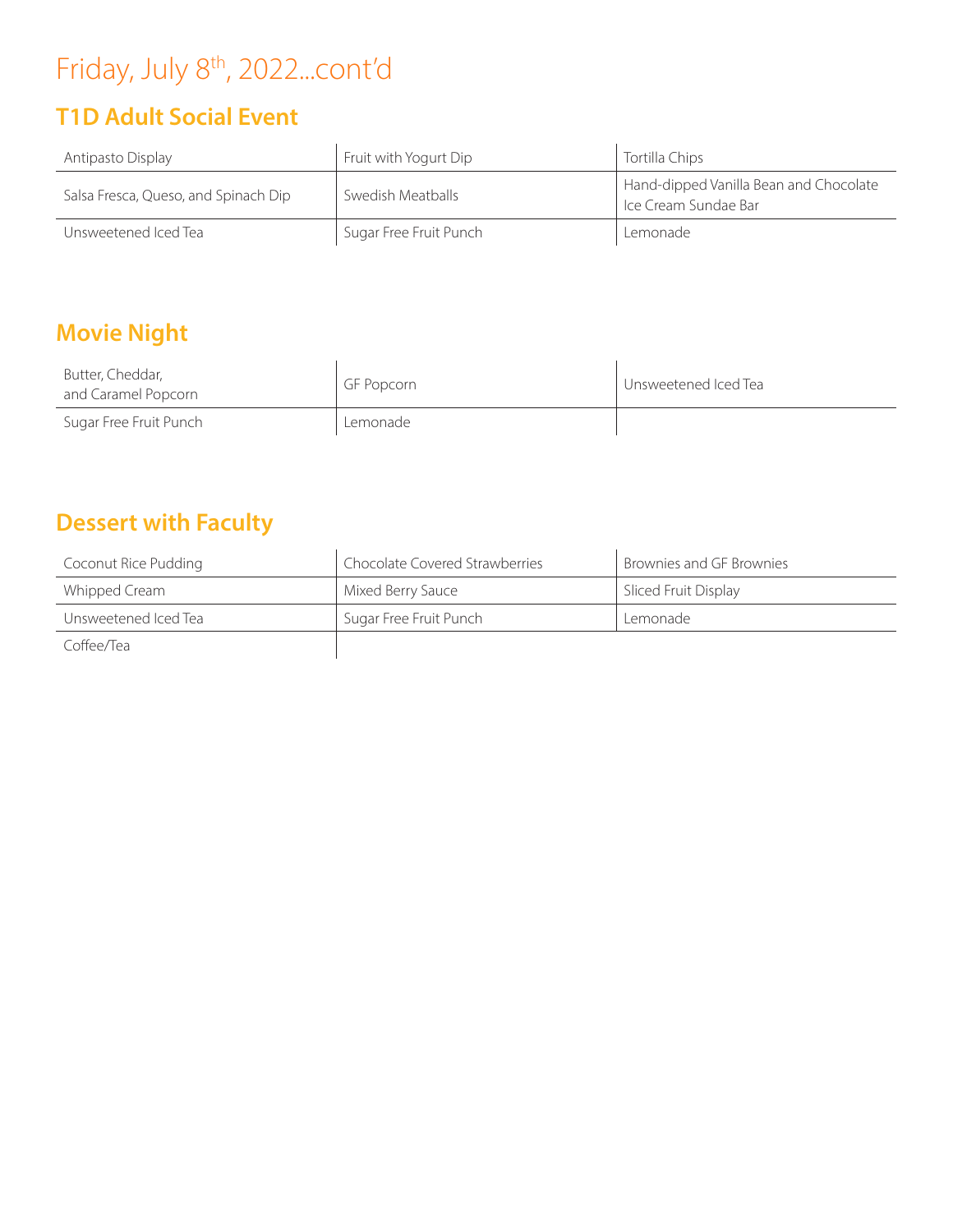# Friday, July 8th, 2022...cont'd

## T1D Adult Social Event

| | | |
|---|---|---|
| Antipasto Display | Fruit with Yogurt Dip | Tortilla Chips |
| Salsa Fresca, Queso, and Spinach Dip | Swedish Meatballs | Hand-dipped Vanilla Bean and Chocolate Ice Cream Sundae Bar |
| Unsweetened Iced Tea | Sugar Free Fruit Punch | Lemonade |

## Movie Night

| | | |
|---|---|---|
| Butter, Cheddar, and Caramel Popcorn | GF Popcorn | Unsweetened Iced Tea |
| Sugar Free Fruit Punch | Lemonade | |

## Dessert with Faculty

| | | |
|---|---|---|
| Coconut Rice Pudding | Chocolate Covered Strawberries | Brownies and GF Brownies |
| Whipped Cream | Mixed Berry Sauce | Sliced Fruit Display |
| Unsweetened Iced Tea | Sugar Free Fruit Punch | Lemonade |
| Coffee/Tea | | |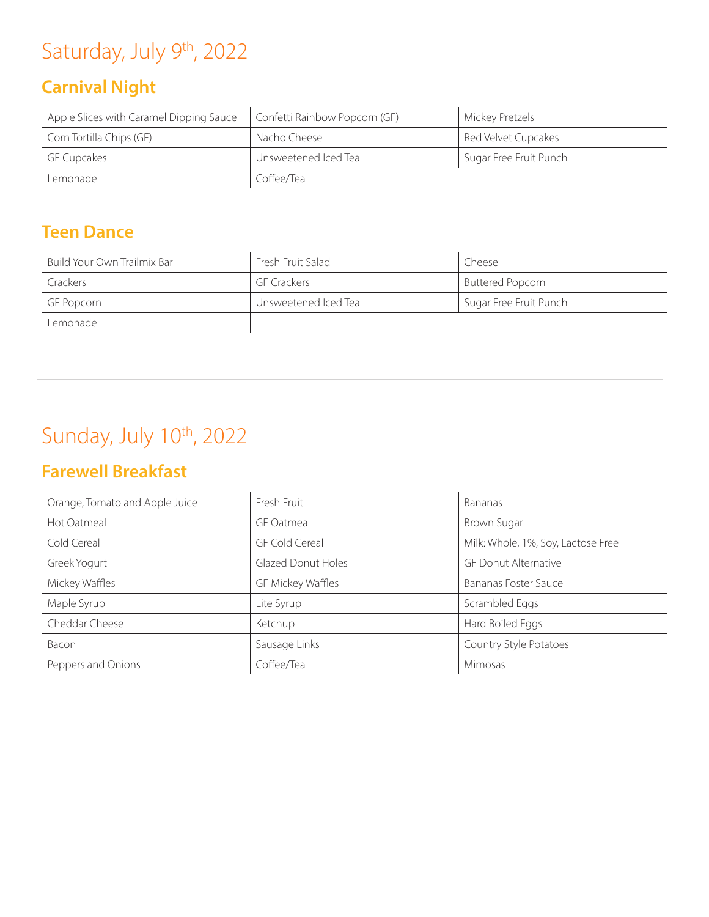# Saturday, July 9th, 2022

## Carnival Night

| | | |
|---|---|---|
| Apple Slices with Caramel Dipping Sauce | Confetti Rainbow Popcorn (GF) | Mickey Pretzels |
| Corn Tortilla Chips (GF) | Nacho Cheese | Red Velvet Cupcakes |
| GF Cupcakes | Unsweetened Iced Tea | Sugar Free Fruit Punch |
| Lemonade | Coffee/Tea | |

## Teen Dance

| | | |
|---|---|---|
| Build Your Own Trailmix Bar | Fresh Fruit Salad | Cheese |
| Crackers | GF Crackers | Buttered Popcorn |
| GF Popcorn | Unsweetened Iced Tea | Sugar Free Fruit Punch |
| Lemonade | | |

# Sunday, July 10th, 2022

## Farewell Breakfast

| | | |
|---|---|---|
| Orange, Tomato and Apple Juice | Fresh Fruit | Bananas |
| Hot Oatmeal | GF Oatmeal | Brown Sugar |
| Cold Cereal | GF Cold Cereal | Milk: Whole, 1%, Soy, Lactose Free |
| Greek Yogurt | Glazed Donut Holes | GF Donut Alternative |
| Mickey Waffles | GF Mickey Waffles | Bananas Foster Sauce |
| Maple Syrup | Lite Syrup | Scrambled Eggs |
| Cheddar Cheese | Ketchup | Hard Boiled Eggs |
| Bacon | Sausage Links | Country Style Potatoes |
| Peppers and Onions | Coffee/Tea | Mimosas |